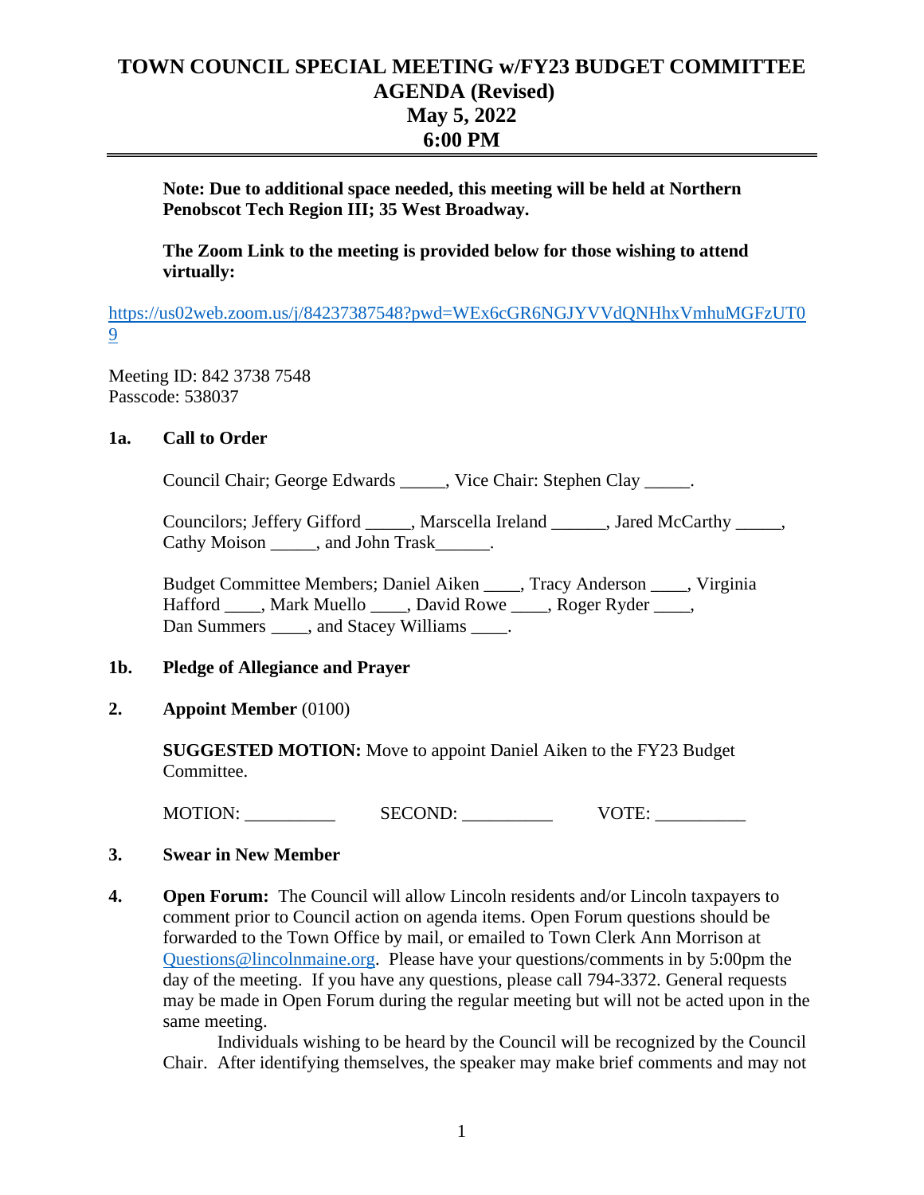# TOWN COUNCIL SPECIAL MEETING w/FY23 BUDGET COMMITTEE AGENDA (Revised)
## May 5, 2022
## 6:00 PM

**Note: Due to additional space needed, this meeting will be held at Northern Penobscot Tech Region III; 35 West Broadway.**

**The Zoom Link to the meeting is provided below for those wishing to attend virtually:**

https://us02web.zoom.us/j/84237387548?pwd=WEx6cGR6NGJYVVdQNHhxVmhuMGFzUT09

Meeting ID: 842 3738 7548
Passcode: 538037

**1a. Call to Order**

Council Chair; George Edwards _____, Vice Chair: Stephen Clay _____.

Councilors; Jeffery Gifford _____, Marscella Ireland ______, Jared McCarthy _____, Cathy Moison _____, and John Trask______.

Budget Committee Members; Daniel Aiken ____, Tracy Anderson ____, Virginia Hafford ____, Mark Muello ____, David Rowe ____, Roger Ryder ____, Dan Summers ____, and Stacey Williams ____.

**1b. Pledge of Allegiance and Prayer**

**2. Appoint Member** (0100)

**SUGGESTED MOTION:** Move to appoint Daniel Aiken to the FY23 Budget Committee.

MOTION: __________ SECOND: __________ VOTE: __________

**3. Swear in New Member**

**4. Open Forum:** The Council will allow Lincoln residents and/or Lincoln taxpayers to comment prior to Council action on agenda items. Open Forum questions should be forwarded to the Town Office by mail, or emailed to Town Clerk Ann Morrison at Questions@lincolnmaine.org. Please have your questions/comments in by 5:00pm the day of the meeting. If you have any questions, please call 794-3372. General requests may be made in Open Forum during the regular meeting but will not be acted upon in the same meeting.

Individuals wishing to be heard by the Council will be recognized by the Council Chair. After identifying themselves, the speaker may make brief comments and may not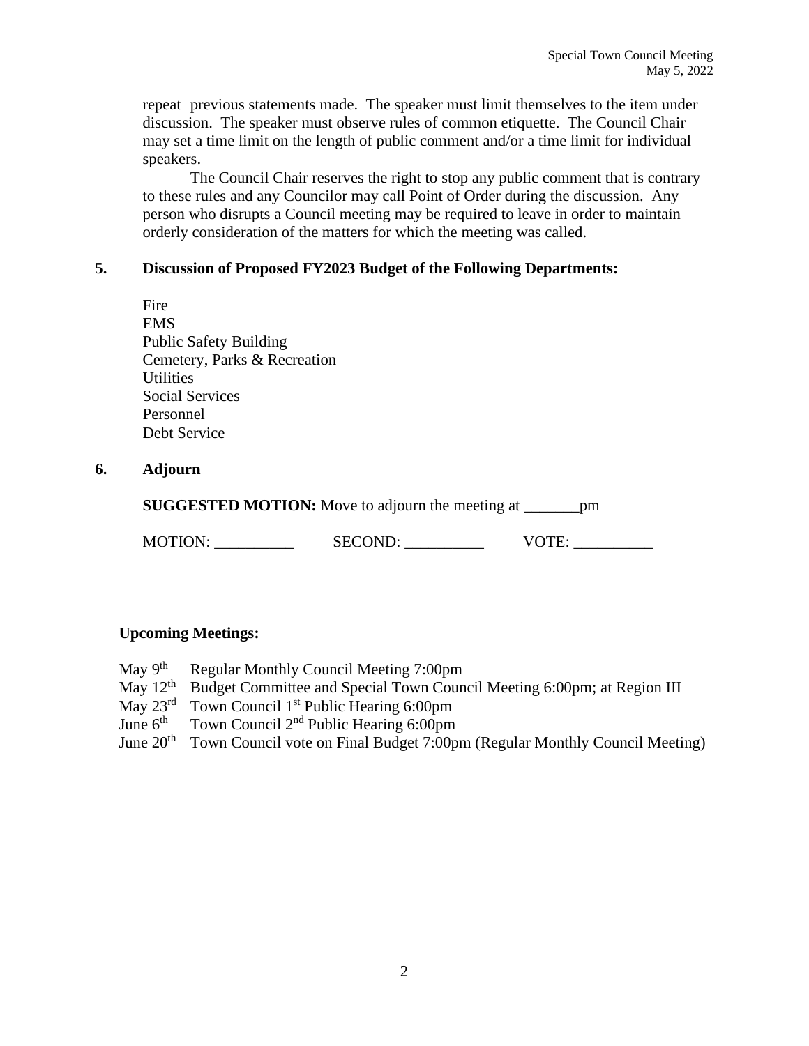repeat previous statements made. The speaker must limit themselves to the item under discussion. The speaker must observe rules of common etiquette. The Council Chair may set a time limit on the length of public comment and/or a time limit for individual speakers.

The Council Chair reserves the right to stop any public comment that is contrary to these rules and any Councilor may call Point of Order during the discussion. Any person who disrupts a Council meeting may be required to leave in order to maintain orderly consideration of the matters for which the meeting was called.

**5. Discussion of Proposed FY2023 Budget of the Following Departments:**

Fire
EMS
Public Safety Building
Cemetery, Parks & Recreation
Utilities
Social Services
Personnel
Debt Service

**6. Adjourn**

**SUGGESTED MOTION:** Move to adjourn the meeting at _______pm

MOTION: __________ SECOND: __________ VOTE: __________

**Upcoming Meetings:**

May 9th Regular Monthly Council Meeting 7:00pm
May 12th Budget Committee and Special Town Council Meeting 6:00pm; at Region III
May 23rd Town Council 1st Public Hearing 6:00pm
June 6th Town Council 2nd Public Hearing 6:00pm
June 20th Town Council vote on Final Budget 7:00pm (Regular Monthly Council Meeting)